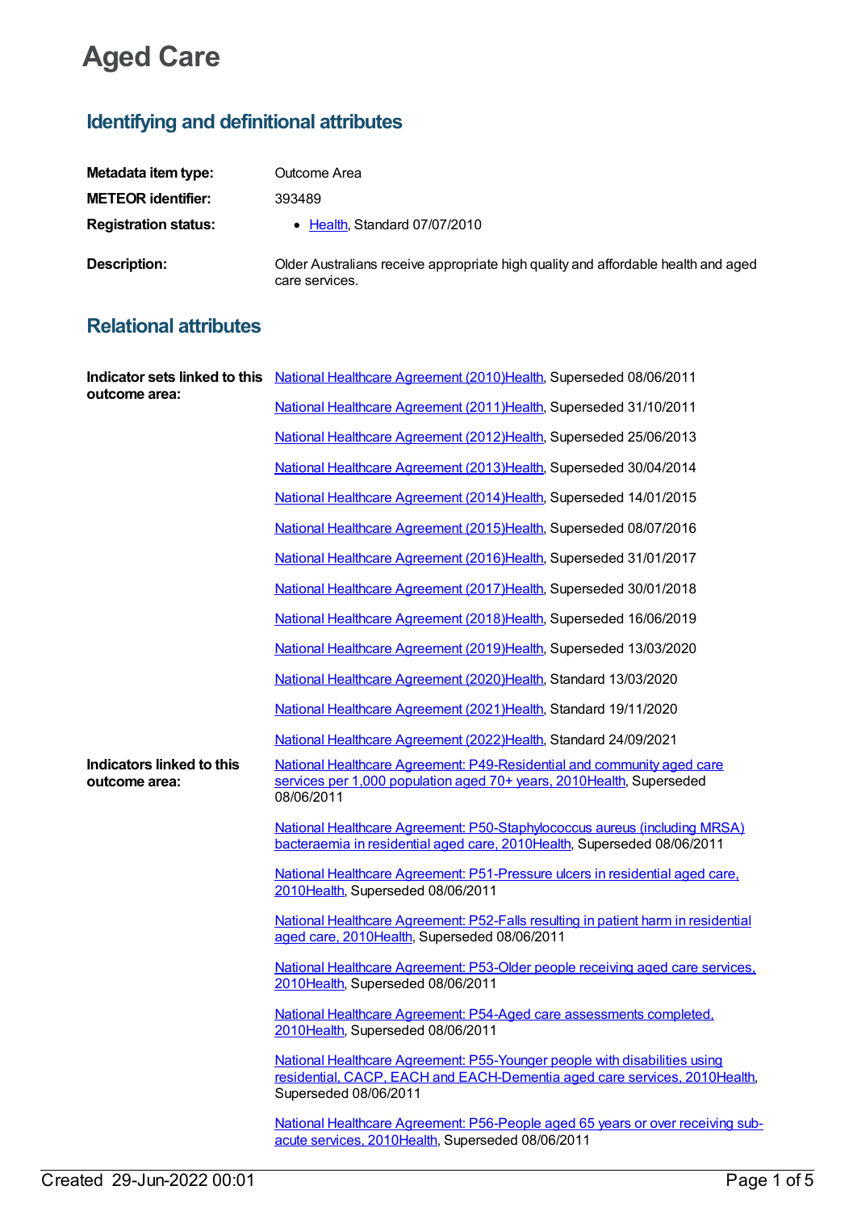# Aged Care

## Identifying and definitional attributes

| | |
|---|---|
| **Metadata item type:** | Outcome Area |
| **METEOR identifier:** | 393489 |
| **Registration status:** | • Health, Standard 07/07/2010 |
| **Description:** | Older Australians receive appropriate high quality and affordable health and aged care services. |

## Relational attributes

**Indicator sets linked to this outcome area:**

National Healthcare Agreement (2010)Health, Superseded 08/06/2011

National Healthcare Agreement (2011)Health, Superseded 31/10/2011

National Healthcare Agreement (2012)Health, Superseded 25/06/2013

National Healthcare Agreement (2013)Health, Superseded 30/04/2014

National Healthcare Agreement (2014)Health, Superseded 14/01/2015

National Healthcare Agreement (2015)Health, Superseded 08/07/2016

National Healthcare Agreement (2016)Health, Superseded 31/01/2017

National Healthcare Agreement (2017)Health, Superseded 30/01/2018

National Healthcare Agreement (2018)Health, Superseded 16/06/2019

National Healthcare Agreement (2019)Health, Superseded 13/03/2020

National Healthcare Agreement (2020)Health, Standard 13/03/2020

National Healthcare Agreement (2021)Health, Standard 19/11/2020

National Healthcare Agreement (2022)Health, Standard 24/09/2021

**Indicators linked to this outcome area:**

National Healthcare Agreement: P49-Residential and community aged care services per 1,000 population aged 70+ years, 2010Health, Superseded 08/06/2011

National Healthcare Agreement: P50-Staphylococcus aureus (including MRSA) bacteraemia in residential aged care, 2010Health, Superseded 08/06/2011

National Healthcare Agreement: P51-Pressure ulcers in residential aged care, 2010Health, Superseded 08/06/2011

National Healthcare Agreement: P52-Falls resulting in patient harm in residential aged care, 2010Health, Superseded 08/06/2011

National Healthcare Agreement: P53-Older people receiving aged care services, 2010Health, Superseded 08/06/2011

National Healthcare Agreement: P54-Aged care assessments completed, 2010Health, Superseded 08/06/2011

National Healthcare Agreement: P55-Younger people with disabilities using residential, CACP, EACH and EACH-Dementia aged care services, 2010Health, Superseded 08/06/2011

National Healthcare Agreement: P56-People aged 65 years or over receiving sub-acute services, 2010Health, Superseded 08/06/2011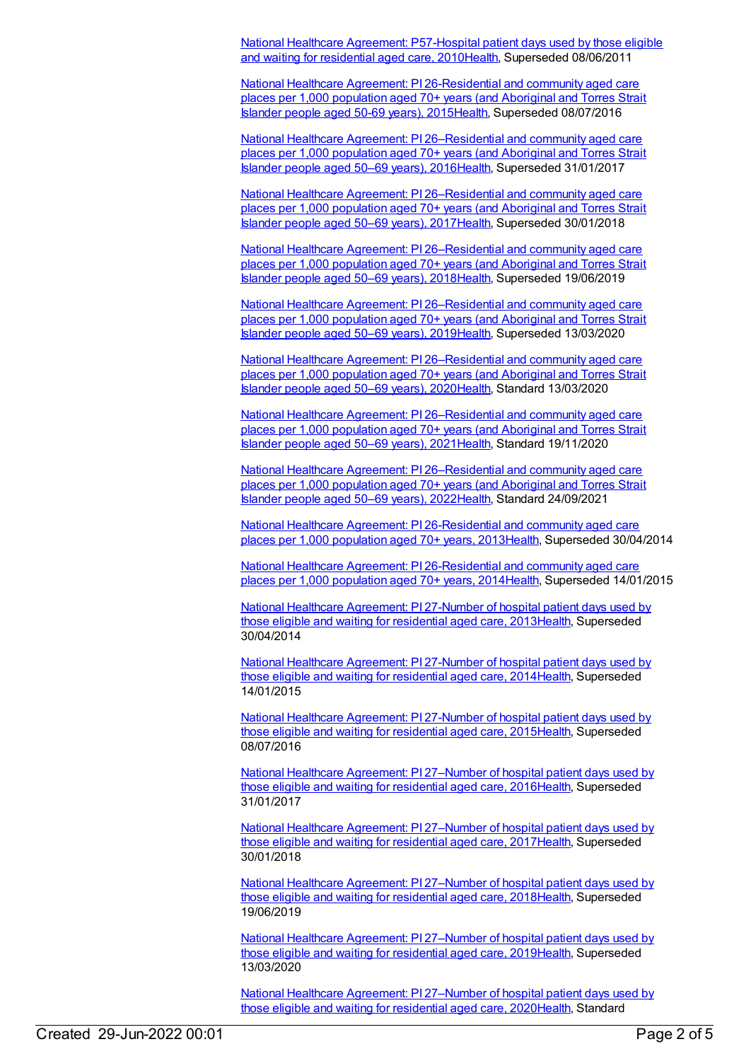National Healthcare Agreement: P57-Hospital patient days used by those eligible and waiting for residential aged care, 2010Health, Superseded 08/06/2011

National Healthcare Agreement: PI 26-Residential and community aged care places per 1,000 population aged 70+ years (and Aboriginal and Torres Strait Islander people aged 50-69 years), 2015Health, Superseded 08/07/2016

National Healthcare Agreement: PI 26–Residential and community aged care places per 1,000 population aged 70+ years (and Aboriginal and Torres Strait Islander people aged 50–69 years), 2016Health, Superseded 31/01/2017

National Healthcare Agreement: PI 26–Residential and community aged care places per 1,000 population aged 70+ years (and Aboriginal and Torres Strait Islander people aged 50–69 years), 2017Health, Superseded 30/01/2018

National Healthcare Agreement: PI 26–Residential and community aged care places per 1,000 population aged 70+ years (and Aboriginal and Torres Strait Islander people aged 50–69 years), 2018Health, Superseded 19/06/2019

National Healthcare Agreement: PI 26–Residential and community aged care places per 1,000 population aged 70+ years (and Aboriginal and Torres Strait Islander people aged 50–69 years), 2019Health, Superseded 13/03/2020

National Healthcare Agreement: PI 26–Residential and community aged care places per 1,000 population aged 70+ years (and Aboriginal and Torres Strait Islander people aged 50–69 years), 2020Health, Standard 13/03/2020

National Healthcare Agreement: PI 26–Residential and community aged care places per 1,000 population aged 70+ years (and Aboriginal and Torres Strait Islander people aged 50–69 years), 2021Health, Standard 19/11/2020

National Healthcare Agreement: PI 26–Residential and community aged care places per 1,000 population aged 70+ years (and Aboriginal and Torres Strait Islander people aged 50–69 years), 2022Health, Standard 24/09/2021

National Healthcare Agreement: PI 26-Residential and community aged care places per 1,000 population aged 70+ years, 2013Health, Superseded 30/04/2014

National Healthcare Agreement: PI 26-Residential and community aged care places per 1,000 population aged 70+ years, 2014Health, Superseded 14/01/2015

National Healthcare Agreement: PI 27-Number of hospital patient days used by those eligible and waiting for residential aged care, 2013Health, Superseded 30/04/2014

National Healthcare Agreement: PI 27-Number of hospital patient days used by those eligible and waiting for residential aged care, 2014Health, Superseded 14/01/2015

National Healthcare Agreement: PI 27-Number of hospital patient days used by those eligible and waiting for residential aged care, 2015Health, Superseded 08/07/2016

National Healthcare Agreement: PI 27–Number of hospital patient days used by those eligible and waiting for residential aged care, 2016Health, Superseded 31/01/2017

National Healthcare Agreement: PI 27–Number of hospital patient days used by those eligible and waiting for residential aged care, 2017Health, Superseded 30/01/2018

National Healthcare Agreement: PI 27–Number of hospital patient days used by those eligible and waiting for residential aged care, 2018Health, Superseded 19/06/2019

National Healthcare Agreement: PI 27–Number of hospital patient days used by those eligible and waiting for residential aged care, 2019Health, Superseded 13/03/2020

National Healthcare Agreement: PI 27–Number of hospital patient days used by those eligible and waiting for residential aged care, 2020Health, Standard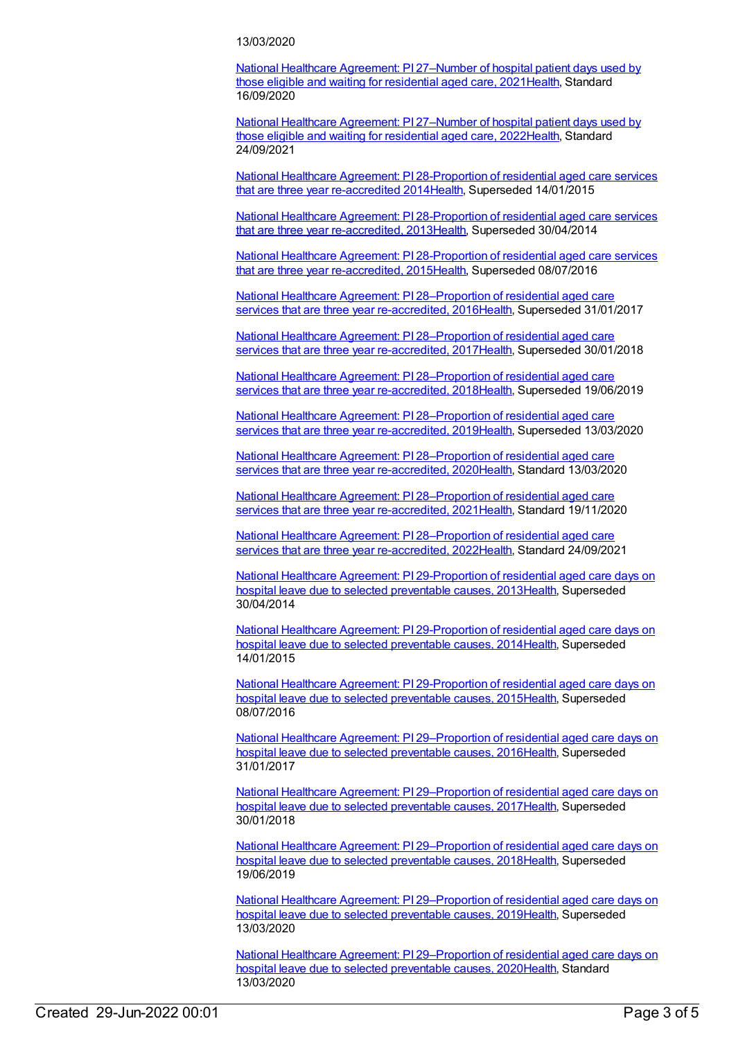13/03/2020

National Healthcare Agreement: PI 27–Number of hospital patient days used by those eligible and waiting for residential aged care, 2021Health, Standard 16/09/2020

National Healthcare Agreement: PI 27–Number of hospital patient days used by those eligible and waiting for residential aged care, 2022Health, Standard 24/09/2021

National Healthcare Agreement: PI 28-Proportion of residential aged care services that are three year re-accredited 2014Health, Superseded 14/01/2015

National Healthcare Agreement: PI 28-Proportion of residential aged care services that are three year re-accredited, 2013Health, Superseded 30/04/2014

National Healthcare Agreement: PI 28-Proportion of residential aged care services that are three year re-accredited, 2015Health, Superseded 08/07/2016

National Healthcare Agreement: PI 28–Proportion of residential aged care services that are three year re-accredited, 2016Health, Superseded 31/01/2017

National Healthcare Agreement: PI 28–Proportion of residential aged care services that are three year re-accredited, 2017Health, Superseded 30/01/2018

National Healthcare Agreement: PI 28–Proportion of residential aged care services that are three year re-accredited, 2018Health, Superseded 19/06/2019

National Healthcare Agreement: PI 28–Proportion of residential aged care services that are three year re-accredited, 2019Health, Superseded 13/03/2020

National Healthcare Agreement: PI 28–Proportion of residential aged care services that are three year re-accredited, 2020Health, Standard 13/03/2020

National Healthcare Agreement: PI 28–Proportion of residential aged care services that are three year re-accredited, 2021Health, Standard 19/11/2020

National Healthcare Agreement: PI 28–Proportion of residential aged care services that are three year re-accredited, 2022Health, Standard 24/09/2021

National Healthcare Agreement: PI 29-Proportion of residential aged care days on hospital leave due to selected preventable causes, 2013Health, Superseded 30/04/2014

National Healthcare Agreement: PI 29-Proportion of residential aged care days on hospital leave due to selected preventable causes, 2014Health, Superseded 14/01/2015

National Healthcare Agreement: PI 29-Proportion of residential aged care days on hospital leave due to selected preventable causes, 2015Health, Superseded 08/07/2016

National Healthcare Agreement: PI 29–Proportion of residential aged care days on hospital leave due to selected preventable causes, 2016Health, Superseded 31/01/2017

National Healthcare Agreement: PI 29–Proportion of residential aged care days on hospital leave due to selected preventable causes, 2017Health, Superseded 30/01/2018

National Healthcare Agreement: PI 29–Proportion of residential aged care days on hospital leave due to selected preventable causes, 2018Health, Superseded 19/06/2019

National Healthcare Agreement: PI 29–Proportion of residential aged care days on hospital leave due to selected preventable causes, 2019Health, Superseded 13/03/2020

National Healthcare Agreement: PI 29–Proportion of residential aged care days on hospital leave due to selected preventable causes, 2020Health, Standard 13/03/2020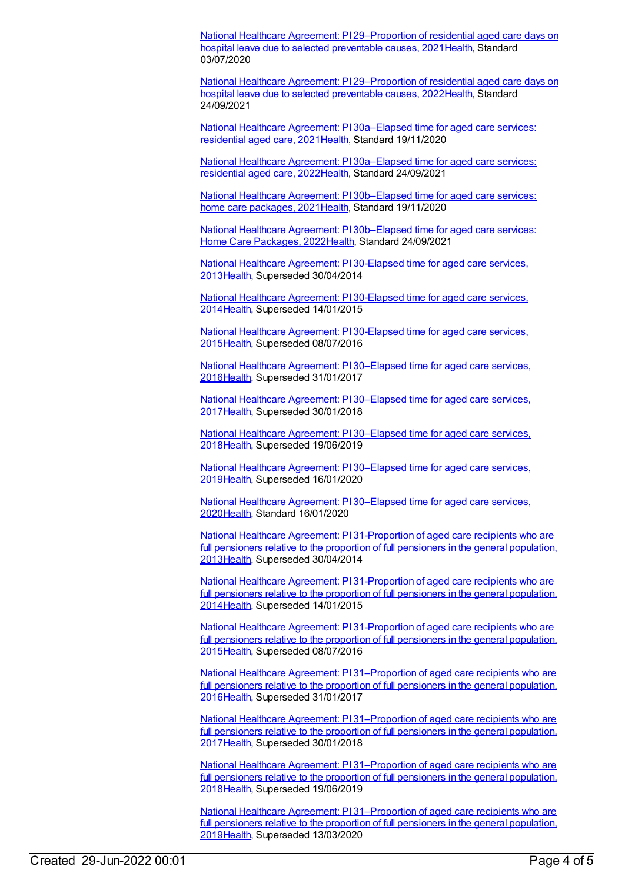National Healthcare Agreement: PI 29–Proportion of residential aged care days on hospital leave due to selected preventable causes, 2021Health, Standard 03/07/2020

National Healthcare Agreement: PI 29–Proportion of residential aged care days on hospital leave due to selected preventable causes, 2022Health, Standard 24/09/2021

National Healthcare Agreement: PI 30a–Elapsed time for aged care services: residential aged care, 2021Health, Standard 19/11/2020

National Healthcare Agreement: PI 30a–Elapsed time for aged care services: residential aged care, 2022Health, Standard 24/09/2021

National Healthcare Agreement: PI 30b–Elapsed time for aged care services: home care packages, 2021Health, Standard 19/11/2020

National Healthcare Agreement: PI 30b–Elapsed time for aged care services: Home Care Packages, 2022Health, Standard 24/09/2021

National Healthcare Agreement: PI 30-Elapsed time for aged care services, 2013Health, Superseded 30/04/2014

National Healthcare Agreement: PI 30-Elapsed time for aged care services, 2014Health, Superseded 14/01/2015

National Healthcare Agreement: PI 30-Elapsed time for aged care services, 2015Health, Superseded 08/07/2016

National Healthcare Agreement: PI 30–Elapsed time for aged care services, 2016Health, Superseded 31/01/2017

National Healthcare Agreement: PI 30–Elapsed time for aged care services, 2017Health, Superseded 30/01/2018

National Healthcare Agreement: PI 30–Elapsed time for aged care services, 2018Health, Superseded 19/06/2019

National Healthcare Agreement: PI 30–Elapsed time for aged care services, 2019Health, Superseded 16/01/2020

National Healthcare Agreement: PI 30–Elapsed time for aged care services, 2020Health, Standard 16/01/2020

National Healthcare Agreement: PI 31-Proportion of aged care recipients who are full pensioners relative to the proportion of full pensioners in the general population, 2013Health, Superseded 30/04/2014

National Healthcare Agreement: PI 31-Proportion of aged care recipients who are full pensioners relative to the proportion of full pensioners in the general population, 2014Health, Superseded 14/01/2015

National Healthcare Agreement: PI 31-Proportion of aged care recipients who are full pensioners relative to the proportion of full pensioners in the general population, 2015Health, Superseded 08/07/2016

National Healthcare Agreement: PI 31–Proportion of aged care recipients who are full pensioners relative to the proportion of full pensioners in the general population, 2016Health, Superseded 31/01/2017

National Healthcare Agreement: PI 31–Proportion of aged care recipients who are full pensioners relative to the proportion of full pensioners in the general population, 2017Health, Superseded 30/01/2018

National Healthcare Agreement: PI 31–Proportion of aged care recipients who are full pensioners relative to the proportion of full pensioners in the general population, 2018Health, Superseded 19/06/2019

National Healthcare Agreement: PI 31–Proportion of aged care recipients who are full pensioners relative to the proportion of full pensioners in the general population, 2019Health, Superseded 13/03/2020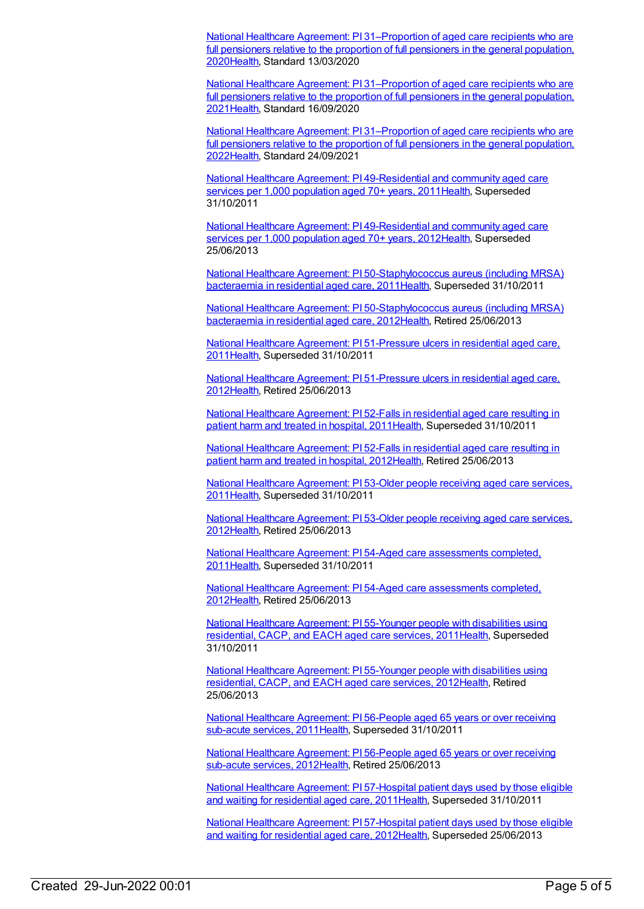National Healthcare Agreement: PI 31–Proportion of aged care recipients who are full pensioners relative to the proportion of full pensioners in the general population, 2020Health, Standard 13/03/2020

National Healthcare Agreement: PI 31–Proportion of aged care recipients who are full pensioners relative to the proportion of full pensioners in the general population, 2021Health, Standard 16/09/2020

National Healthcare Agreement: PI 31–Proportion of aged care recipients who are full pensioners relative to the proportion of full pensioners in the general population, 2022Health, Standard 24/09/2021

National Healthcare Agreement: PI 49-Residential and community aged care services per 1,000 population aged 70+ years, 2011Health, Superseded 31/10/2011

National Healthcare Agreement: PI 49-Residential and community aged care services per 1,000 population aged 70+ years, 2012Health, Superseded 25/06/2013

National Healthcare Agreement: PI 50-Staphylococcus aureus (including MRSA) bacteraemia in residential aged care, 2011Health, Superseded 31/10/2011

National Healthcare Agreement: PI 50-Staphylococcus aureus (including MRSA) bacteraemia in residential aged care, 2012Health, Retired 25/06/2013

National Healthcare Agreement: PI 51-Pressure ulcers in residential aged care, 2011Health, Superseded 31/10/2011

National Healthcare Agreement: PI 51-Pressure ulcers in residential aged care, 2012Health, Retired 25/06/2013

National Healthcare Agreement: PI 52-Falls in residential aged care resulting in patient harm and treated in hospital, 2011Health, Superseded 31/10/2011

National Healthcare Agreement: PI 52-Falls in residential aged care resulting in patient harm and treated in hospital, 2012Health, Retired 25/06/2013

National Healthcare Agreement: PI 53-Older people receiving aged care services, 2011Health, Superseded 31/10/2011

National Healthcare Agreement: PI 53-Older people receiving aged care services, 2012Health, Retired 25/06/2013

National Healthcare Agreement: PI 54-Aged care assessments completed, 2011Health, Superseded 31/10/2011

National Healthcare Agreement: PI 54-Aged care assessments completed, 2012Health, Retired 25/06/2013

National Healthcare Agreement: PI 55-Younger people with disabilities using residential, CACP, and EACH aged care services, 2011Health, Superseded 31/10/2011

National Healthcare Agreement: PI 55-Younger people with disabilities using residential, CACP, and EACH aged care services, 2012Health, Retired 25/06/2013

National Healthcare Agreement: PI 56-People aged 65 years or over receiving sub-acute services, 2011Health, Superseded 31/10/2011

National Healthcare Agreement: PI 56-People aged 65 years or over receiving sub-acute services, 2012Health, Retired 25/06/2013

National Healthcare Agreement: PI 57-Hospital patient days used by those eligible and waiting for residential aged care, 2011Health, Superseded 31/10/2011

National Healthcare Agreement: PI 57-Hospital patient days used by those eligible and waiting for residential aged care, 2012Health, Superseded 25/06/2013